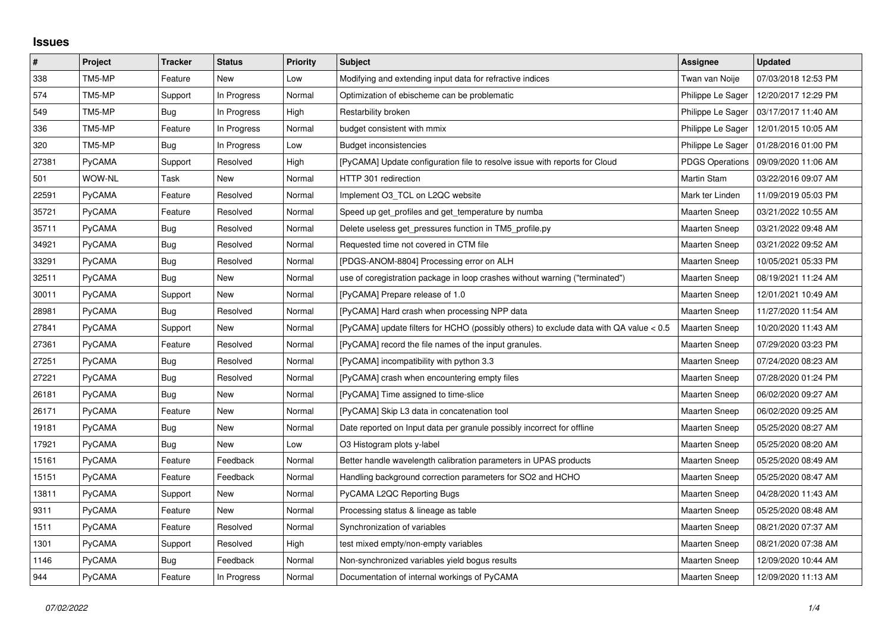## Issues

| # | Project | Tracker | Status | Priority | Subject | Assignee | Updated |
|---|---|---|---|---|---|---|---|
| 338 | TM5-MP | Feature | New | Low | Modifying and extending input data for refractive indices | Twan van Noije | 07/03/2018 12:53 PM |
| 574 | TM5-MP | Support | In Progress | Normal | Optimization of ebischeme can be problematic | Philippe Le Sager | 12/20/2017 12:29 PM |
| 549 | TM5-MP | Bug | In Progress | High | Restarbility broken | Philippe Le Sager | 03/17/2017 11:40 AM |
| 336 | TM5-MP | Feature | In Progress | Normal | budget consistent with mmix | Philippe Le Sager | 12/01/2015 10:05 AM |
| 320 | TM5-MP | Bug | In Progress | Low | Budget inconsistencies | Philippe Le Sager | 01/28/2016 01:00 PM |
| 27381 | PyCAMA | Support | Resolved | High | [PyCAMA] Update configuration file to resolve issue with reports for Cloud | PDGS Operations | 09/09/2020 11:06 AM |
| 501 | WOW-NL | Task | New | Normal | HTTP 301 redirection | Martin Stam | 03/22/2016 09:07 AM |
| 22591 | PyCAMA | Feature | Resolved | Normal | Implement O3_TCL on L2QC website | Mark ter Linden | 11/09/2019 05:03 PM |
| 35721 | PyCAMA | Feature | Resolved | Normal | Speed up get_profiles and get_temperature by numba | Maarten Sneep | 03/21/2022 10:55 AM |
| 35711 | PyCAMA | Bug | Resolved | Normal | Delete useless get_pressures function in TM5_profile.py | Maarten Sneep | 03/21/2022 09:48 AM |
| 34921 | PyCAMA | Bug | Resolved | Normal | Requested time not covered in CTM file | Maarten Sneep | 03/21/2022 09:52 AM |
| 33291 | PyCAMA | Bug | Resolved | Normal | [PDGS-ANOM-8804] Processing error on ALH | Maarten Sneep | 10/05/2021 05:33 PM |
| 32511 | PyCAMA | Bug | New | Normal | use of coregistration package in loop crashes without warning ("terminated") | Maarten Sneep | 08/19/2021 11:24 AM |
| 30011 | PyCAMA | Support | New | Normal | [PyCAMA] Prepare release of 1.0 | Maarten Sneep | 12/01/2021 10:49 AM |
| 28981 | PyCAMA | Bug | Resolved | Normal | [PyCAMA] Hard crash when processing NPP data | Maarten Sneep | 11/27/2020 11:54 AM |
| 27841 | PyCAMA | Support | New | Normal | [PyCAMA] update filters for HCHO (possibly others) to exclude data with QA value < 0.5 | Maarten Sneep | 10/20/2020 11:43 AM |
| 27361 | PyCAMA | Feature | Resolved | Normal | [PyCAMA] record the file names of the input granules. | Maarten Sneep | 07/29/2020 03:23 PM |
| 27251 | PyCAMA | Bug | Resolved | Normal | [PyCAMA] incompatibility with python 3.3 | Maarten Sneep | 07/24/2020 08:23 AM |
| 27221 | PyCAMA | Bug | Resolved | Normal | [PyCAMA] crash when encountering empty files | Maarten Sneep | 07/28/2020 01:24 PM |
| 26181 | PyCAMA | Bug | New | Normal | [PyCAMA] Time assigned to time-slice | Maarten Sneep | 06/02/2020 09:27 AM |
| 26171 | PyCAMA | Feature | New | Normal | [PyCAMA] Skip L3 data in concatenation tool | Maarten Sneep | 06/02/2020 09:25 AM |
| 19181 | PyCAMA | Bug | New | Normal | Date reported on Input data per granule possibly incorrect for offline | Maarten Sneep | 05/25/2020 08:27 AM |
| 17921 | PyCAMA | Bug | New | Low | O3 Histogram plots y-label | Maarten Sneep | 05/25/2020 08:20 AM |
| 15161 | PyCAMA | Feature | Feedback | Normal | Better handle wavelength calibration parameters in UPAS products | Maarten Sneep | 05/25/2020 08:49 AM |
| 15151 | PyCAMA | Feature | Feedback | Normal | Handling background correction parameters for SO2 and HCHO | Maarten Sneep | 05/25/2020 08:47 AM |
| 13811 | PyCAMA | Support | New | Normal | PyCAMA L2QC Reporting Bugs | Maarten Sneep | 04/28/2020 11:43 AM |
| 9311 | PyCAMA | Feature | New | Normal | Processing status & lineage as table | Maarten Sneep | 05/25/2020 08:48 AM |
| 1511 | PyCAMA | Feature | Resolved | Normal | Synchronization of variables | Maarten Sneep | 08/21/2020 07:37 AM |
| 1301 | PyCAMA | Support | Resolved | High | test mixed empty/non-empty variables | Maarten Sneep | 08/21/2020 07:38 AM |
| 1146 | PyCAMA | Bug | Feedback | Normal | Non-synchronized variables yield bogus results | Maarten Sneep | 12/09/2020 10:44 AM |
| 944 | PyCAMA | Feature | In Progress | Normal | Documentation of internal workings of PyCAMA | Maarten Sneep | 12/09/2020 11:13 AM |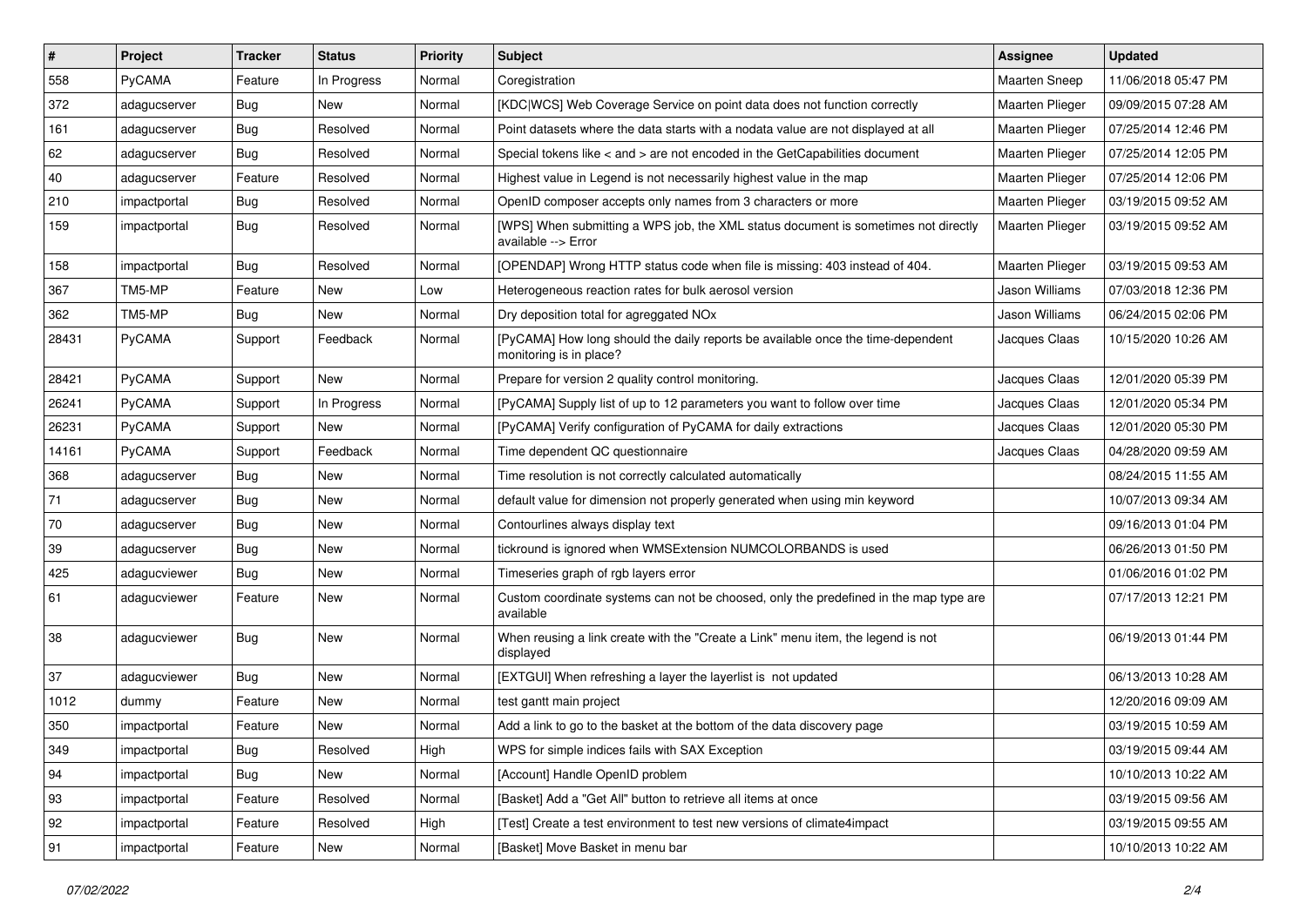| # | Project | Tracker | Status | Priority | Subject | Assignee | Updated |
|---|---|---|---|---|---|---|---|
| 558 | PyCAMA | Feature | In Progress | Normal | Coregistration | Maarten Sneep | 11/06/2018 05:47 PM |
| 372 | adagucserver | Bug | New | Normal | [KDC\|WCS] Web Coverage Service on point data does not function correctly | Maarten Plieger | 09/09/2015 07:28 AM |
| 161 | adagucserver | Bug | Resolved | Normal | Point datasets where the data starts with a nodata value are not displayed at all | Maarten Plieger | 07/25/2014 12:46 PM |
| 62 | adagucserver | Bug | Resolved | Normal | Special tokens like < and > are not encoded in the GetCapabilities document | Maarten Plieger | 07/25/2014 12:05 PM |
| 40 | adagucserver | Feature | Resolved | Normal | Highest value in Legend is not necessarily highest value in the map | Maarten Plieger | 07/25/2014 12:06 PM |
| 210 | impactportal | Bug | Resolved | Normal | OpenID composer accepts only names from 3 characters or more | Maarten Plieger | 03/19/2015 09:52 AM |
| 159 | impactportal | Bug | Resolved | Normal | [WPS] When submitting a WPS job, the XML status document is sometimes not directly available --> Error | Maarten Plieger | 03/19/2015 09:52 AM |
| 158 | impactportal | Bug | Resolved | Normal | [OPENDAP] Wrong HTTP status code when file is missing: 403 instead of 404. | Maarten Plieger | 03/19/2015 09:53 AM |
| 367 | TM5-MP | Feature | New | Low | Heterogeneous reaction rates for bulk aerosol version | Jason Williams | 07/03/2018 12:36 PM |
| 362 | TM5-MP | Bug | New | Normal | Dry deposition total for agreggated NOx | Jason Williams | 06/24/2015 02:06 PM |
| 28431 | PyCAMA | Support | Feedback | Normal | [PyCAMA] How long should the daily reports be available once the time-dependent monitoring is in place? | Jacques Claas | 10/15/2020 10:26 AM |
| 28421 | PyCAMA | Support | New | Normal | Prepare for version 2 quality control monitoring. | Jacques Claas | 12/01/2020 05:39 PM |
| 26241 | PyCAMA | Support | In Progress | Normal | [PyCAMA] Supply list of up to 12 parameters you want to follow over time | Jacques Claas | 12/01/2020 05:34 PM |
| 26231 | PyCAMA | Support | New | Normal | [PyCAMA] Verify configuration of PyCAMA for daily extractions | Jacques Claas | 12/01/2020 05:30 PM |
| 14161 | PyCAMA | Support | Feedback | Normal | Time dependent QC questionnaire | Jacques Claas | 04/28/2020 09:59 AM |
| 368 | adagucserver | Bug | New | Normal | Time resolution is not correctly calculated automatically | | 08/24/2015 11:55 AM |
| 71 | adagucserver | Bug | New | Normal | default value for dimension not properly generated when using min keyword | | 10/07/2013 09:34 AM |
| 70 | adagucserver | Bug | New | Normal | Contourlines always display text | | 09/16/2013 01:04 PM |
| 39 | adagucserver | Bug | New | Normal | tickround is ignored when WMSExtension NUMCOLORBANDS is used | | 06/26/2013 01:50 PM |
| 425 | adagucviewer | Bug | New | Normal | Timeseries graph of rgb layers error | | 01/06/2016 01:02 PM |
| 61 | adagucviewer | Feature | New | Normal | Custom coordinate systems can not be choosed, only the predefined in the map type are available | | 07/17/2013 12:21 PM |
| 38 | adagucviewer | Bug | New | Normal | When reusing a link create with the "Create a Link" menu item, the legend is not displayed | | 06/19/2013 01:44 PM |
| 37 | adagucviewer | Bug | New | Normal | [EXTGUI] When refreshing a layer the layerlist is not updated | | 06/13/2013 10:28 AM |
| 1012 | dummy | Feature | New | Normal | test gantt main project | | 12/20/2016 09:09 AM |
| 350 | impactportal | Feature | New | Normal | Add a link to go to the basket at the bottom of the data discovery page | | 03/19/2015 10:59 AM |
| 349 | impactportal | Bug | Resolved | High | WPS for simple indices fails with SAX Exception | | 03/19/2015 09:44 AM |
| 94 | impactportal | Bug | New | Normal | [Account] Handle OpenID problem | | 10/10/2013 10:22 AM |
| 93 | impactportal | Feature | Resolved | Normal | [Basket] Add a "Get All" button to retrieve all items at once | | 03/19/2015 09:56 AM |
| 92 | impactportal | Feature | Resolved | High | [Test] Create a test environment to test new versions of climate4impact | | 03/19/2015 09:55 AM |
| 91 | impactportal | Feature | New | Normal | [Basket] Move Basket in menu bar | | 10/10/2013 10:22 AM |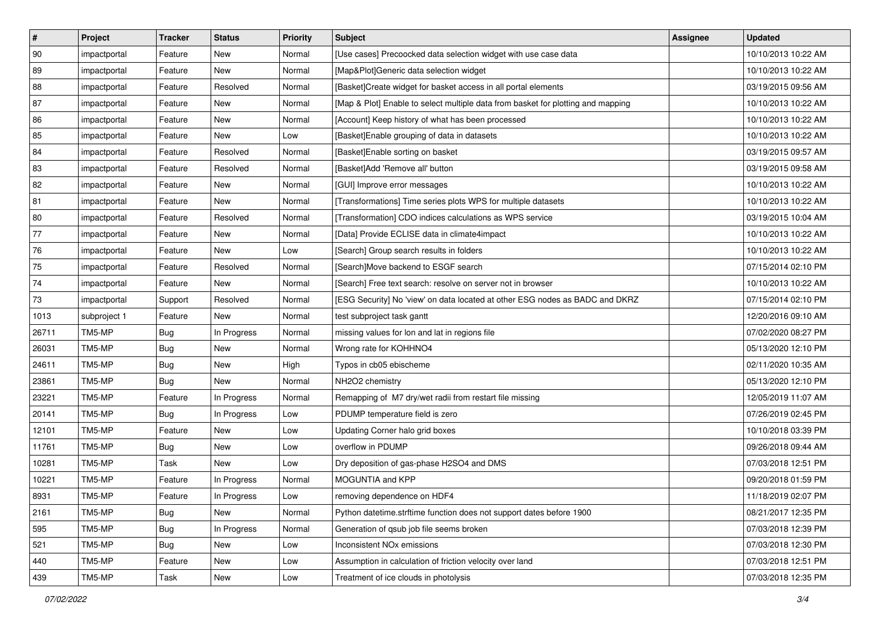| # | Project | Tracker | Status | Priority | Subject | Assignee | Updated |
|---|---|---|---|---|---|---|---|
| 90 | impactportal | Feature | New | Normal | [Use cases] Precoocked data selection widget with use case data | | 10/10/2013 10:22 AM |
| 89 | impactportal | Feature | New | Normal | [Map&Plot]Generic data selection widget | | 10/10/2013 10:22 AM |
| 88 | impactportal | Feature | Resolved | Normal | [Basket]Create widget for basket access in all portal elements | | 03/19/2015 09:56 AM |
| 87 | impactportal | Feature | New | Normal | [Map & Plot] Enable to select multiple data from basket for plotting and mapping | | 10/10/2013 10:22 AM |
| 86 | impactportal | Feature | New | Normal | [Account] Keep history of what has been processed | | 10/10/2013 10:22 AM |
| 85 | impactportal | Feature | New | Low | [Basket]Enable grouping of data in datasets | | 10/10/2013 10:22 AM |
| 84 | impactportal | Feature | Resolved | Normal | [Basket]Enable sorting on basket | | 03/19/2015 09:57 AM |
| 83 | impactportal | Feature | Resolved | Normal | [Basket]Add 'Remove all' button | | 03/19/2015 09:58 AM |
| 82 | impactportal | Feature | New | Normal | [GUI] Improve error messages | | 10/10/2013 10:22 AM |
| 81 | impactportal | Feature | New | Normal | [Transformations] Time series plots WPS for multiple datasets | | 10/10/2013 10:22 AM |
| 80 | impactportal | Feature | Resolved | Normal | [Transformation] CDO indices calculations as WPS service | | 03/19/2015 10:04 AM |
| 77 | impactportal | Feature | New | Normal | [Data] Provide ECLISE data in climate4impact | | 10/10/2013 10:22 AM |
| 76 | impactportal | Feature | New | Low | [Search] Group search results in folders | | 10/10/2013 10:22 AM |
| 75 | impactportal | Feature | Resolved | Normal | [Search]Move backend to ESGF search | | 07/15/2014 02:10 PM |
| 74 | impactportal | Feature | New | Normal | [Search] Free text search: resolve on server not in browser | | 10/10/2013 10:22 AM |
| 73 | impactportal | Support | Resolved | Normal | [ESG Security] No 'view' on data located at other ESG nodes as BADC and DKRZ | | 07/15/2014 02:10 PM |
| 1013 | subproject 1 | Feature | New | Normal | test subproject task gantt | | 12/20/2016 09:10 AM |
| 26711 | TM5-MP | Bug | In Progress | Normal | missing values for lon and lat in regions file | | 07/02/2020 08:27 PM |
| 26031 | TM5-MP | Bug | New | Normal | Wrong rate for KOHHNO4 | | 05/13/2020 12:10 PM |
| 24611 | TM5-MP | Bug | New | High | Typos in cb05 ebischeme | | 02/11/2020 10:35 AM |
| 23861 | TM5-MP | Bug | New | Normal | NH2O2 chemistry | | 05/13/2020 12:10 PM |
| 23221 | TM5-MP | Feature | In Progress | Normal | Remapping of M7 dry/wet radii from restart file missing | | 12/05/2019 11:07 AM |
| 20141 | TM5-MP | Bug | In Progress | Low | PDUMP temperature field is zero | | 07/26/2019 02:45 PM |
| 12101 | TM5-MP | Feature | New | Low | Updating Corner halo grid boxes | | 10/10/2018 03:39 PM |
| 11761 | TM5-MP | Bug | New | Low | overflow in PDUMP | | 09/26/2018 09:44 AM |
| 10281 | TM5-MP | Task | New | Low | Dry deposition of gas-phase H2SO4 and DMS | | 07/03/2018 12:51 PM |
| 10221 | TM5-MP | Feature | In Progress | Normal | MOGUNTIA and KPP | | 09/20/2018 01:59 PM |
| 8931 | TM5-MP | Feature | In Progress | Low | removing dependence on HDF4 | | 11/18/2019 02:07 PM |
| 2161 | TM5-MP | Bug | New | Normal | Python datetime.strftime function does not support dates before 1900 | | 08/21/2017 12:35 PM |
| 595 | TM5-MP | Bug | In Progress | Normal | Generation of qsub job file seems broken | | 07/03/2018 12:39 PM |
| 521 | TM5-MP | Bug | New | Low | Inconsistent NOx emissions | | 07/03/2018 12:30 PM |
| 440 | TM5-MP | Feature | New | Low | Assumption in calculation of friction velocity over land | | 07/03/2018 12:51 PM |
| 439 | TM5-MP | Task | New | Low | Treatment of ice clouds in photolysis | | 07/03/2018 12:35 PM |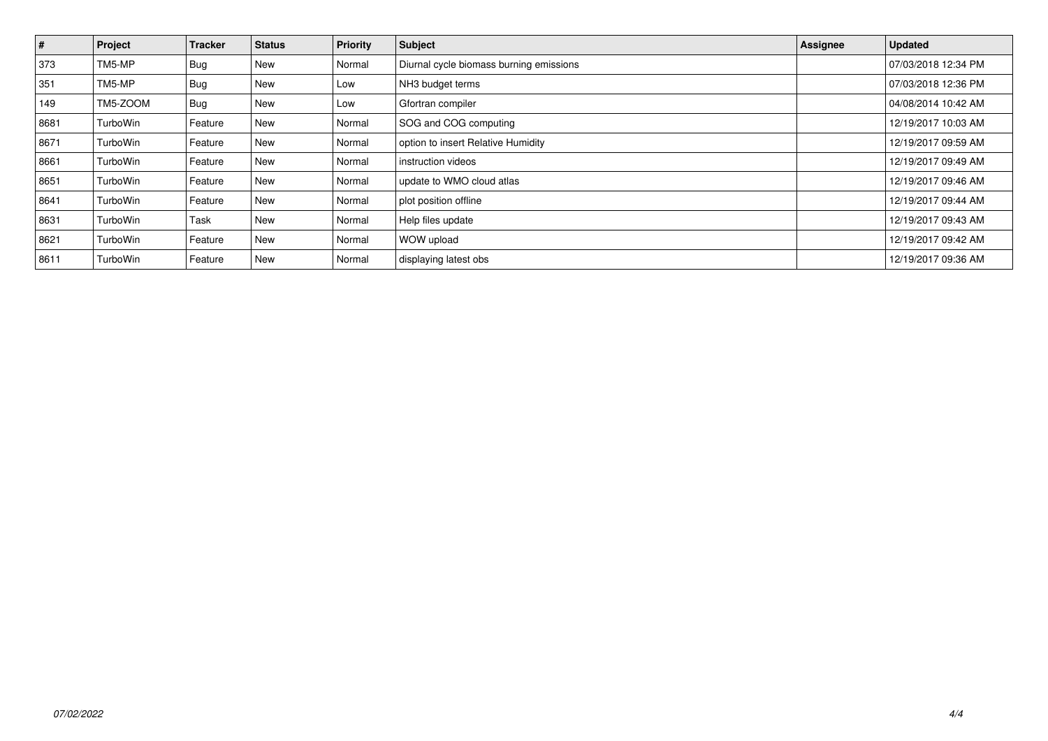| # | Project | Tracker | Status | Priority | Subject | Assignee | Updated |
| --- | --- | --- | --- | --- | --- | --- | --- |
| 373 | TM5-MP | Bug | New | Normal | Diurnal cycle biomass burning emissions | | 07/03/2018 12:34 PM |
| 351 | TM5-MP | Bug | New | Low | NH3 budget terms | | 07/03/2018 12:36 PM |
| 149 | TM5-ZOOM | Bug | New | Low | Gfortran compiler | | 04/08/2014 10:42 AM |
| 8681 | TurboWin | Feature | New | Normal | SOG and COG computing | | 12/19/2017 10:03 AM |
| 8671 | TurboWin | Feature | New | Normal | option to insert Relative Humidity | | 12/19/2017 09:59 AM |
| 8661 | TurboWin | Feature | New | Normal | instruction videos | | 12/19/2017 09:49 AM |
| 8651 | TurboWin | Feature | New | Normal | update to WMO cloud atlas | | 12/19/2017 09:46 AM |
| 8641 | TurboWin | Feature | New | Normal | plot position offline | | 12/19/2017 09:44 AM |
| 8631 | TurboWin | Task | New | Normal | Help files update | | 12/19/2017 09:43 AM |
| 8621 | TurboWin | Feature | New | Normal | WOW upload | | 12/19/2017 09:42 AM |
| 8611 | TurboWin | Feature | New | Normal | displaying latest obs | | 12/19/2017 09:36 AM |